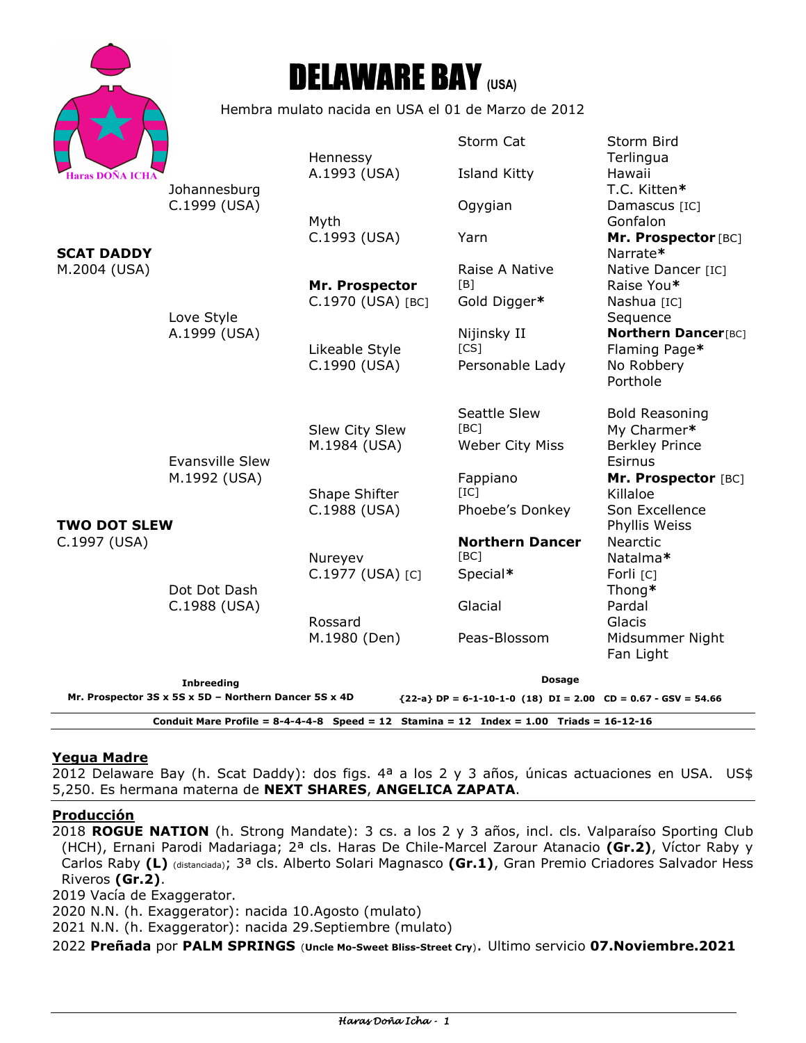# DELAWARE BAY (USA)

Haras DOÑA ICHA

Hembra mulato nacida en USA el 01 de Marzo de 2012

| | | | |
|---|---|---|---|
| **SCAT DADDY** M.2004 (USA) | Johannesburg C.1999 (USA) | Hennessy A.1993 (USA) | Storm Cat | Storm Bird |
| | | | | Terlingua |
| | | | Island Kitty | Hawaii |
| | | | | T.C. Kitten* |
| | | Myth C.1993 (USA) | Ogygian | Damascus [IC] |
| | | | | Gonfalon |
| | | | Yarn | **Mr. Prospector** [BC] |
| | | | | Narrate* |
| | Love Style A.1999 (USA) | **Mr. Prospector** C.1970 (USA) [BC] | Raise A Native [B] | Native Dancer [IC] |
| | | | | Raise You* |
| | | | Gold Digger* | Nashua [IC] |
| | | | | Sequence |
| | | Likeable Style C.1990 (USA) | Nijinsky II [CS] | **Northern Dancer** [BC] |
| | | | | Flaming Page* |
| | | | Personable Lady | No Robbery |
| | | | | Porthole |
| **TWO DOT SLEW** C.1997 (USA) | Evansville Slew M.1992 (USA) | Slew City Slew M.1984 (USA) | Seattle Slew [BC] | Bold Reasoning |
| | | | | My Charmer* |
| | | | Weber City Miss | Berkley Prince |
| | | | | Esirnus |
| | | Shape Shifter C.1988 (USA) | Fappiano [IC] | **Mr. Prospector** [BC] |
| | | | | Killaloe |
| | | | Phoebe's Donkey | Son Excellence |
| | | | | Phyllis Weiss |
| | Dot Dot Dash C.1988 (USA) | Nureyev C.1977 (USA) [C] | **Northern Dancer** [BC] | Nearctic |
| | | | | Natalma* |
| | | | Special* | Forli [C] |
| | | | | Thong* |
| | | Rossard M.1980 (Den) | Glacial | Pardal |
| | | | | Glacis |
| | | | Peas-Blossom | Midsummer Night |
| | | | | Fan Light |

**Inbreeding**
**Mr. Prospector 3S x 5S x 5D – Northern Dancer 5S x 4D**

**Dosage**
**{22-a} DP = 6-1-10-1-0 (18) DI = 2.00 CD = 0.67 - GSV = 54.66**

**Conduit Mare Profile = 8-4-4-4-8 Speed = 12 Stamina = 12 Index = 1.00 Triads = 16-12-16**

## Yegua Madre

2012 Delaware Bay (h. Scat Daddy): dos figs. 4ª a los 2 y 3 años, únicas actuaciones en USA. US$ 5,250. Es hermana materna de **NEXT SHARES**, **ANGELICA ZAPATA**.

## Producción

2018 **ROGUE NATION** (h. Strong Mandate): 3 cs. a los 2 y 3 años, incl. cls. Valparaíso Sporting Club (HCH), Ernani Parodi Madariaga; 2ª cls. Haras De Chile-Marcel Zarour Atanacio **(Gr.2)**, Víctor Raby y Carlos Raby **(L)** (distanciada); 3ª cls. Alberto Solari Magnasco **(Gr.1)**, Gran Premio Criadores Salvador Hess Riveros **(Gr.2)**.
2019 Vacía de Exaggerator.
2020 N.N. (h. Exaggerator): nacida 10.Agosto (mulato)
2021 N.N. (h. Exaggerator): nacida 29.Septiembre (mulato)
2022 **Preñada** por **PALM SPRINGS** (**Uncle Mo-Sweet Bliss-Street Cry**). Ultimo servicio **07.Noviembre.2021**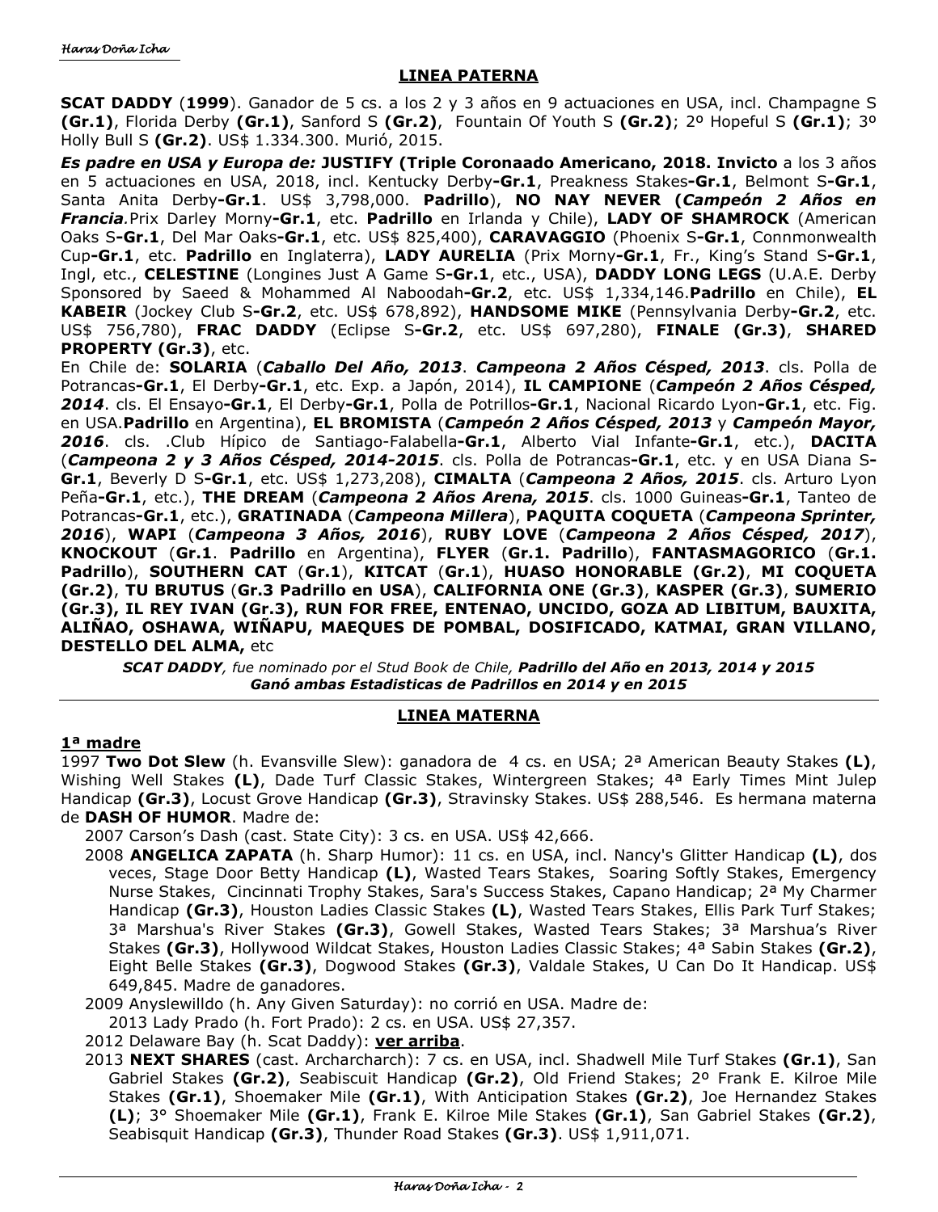## LINEA PATERNA

**SCAT DADDY** (**1999**). Ganador de 5 cs. a los 2 y 3 años en 9 actuaciones en USA, incl. Champagne S **(Gr.1)**, Florida Derby **(Gr.1)**, Sanford S **(Gr.2)**, Fountain Of Youth S **(Gr.2)**; 2º Hopeful S **(Gr.1)**; 3º Holly Bull S **(Gr.2)**. US$ 1.334.300. Murió, 2015.

***Es padre en USA y Europa de:*** **JUSTIFY (Triple Coronoaado Americano, 2018. Invicto** a los 3 años en 5 actuaciones en USA, 2018, incl. Kentucky Derby**-Gr.1**, Preakness Stakes**-Gr.1**, Belmont S**-Gr.1**, Santa Anita Derby**-Gr.1**. US$ 3,798,000. **Padrillo**), **NO NAY NEVER (*Campeón 2 Años en Francia*.**Prix Darley Morny**-Gr.1**, etc. **Padrillo** en Irlanda y Chile), **LADY OF SHAMROCK** (American Oaks S**-Gr.1**, Del Mar Oaks**-Gr.1**, etc. US$ 825,400), **CARAVAGGIO** (Phoenix S**-Gr.1**, Connmonwealth Cup**-Gr.1**, etc. **Padrillo** en Inglaterra), **LADY AURELIA** (Prix Morny**-Gr.1**, Fr., King's Stand S**-Gr.1**, Ingl, etc., **CELESTINE** (Longines Just A Game S**-Gr.1**, etc., USA), **DADDY LONG LEGS** (U.A.E. Derby Sponsored by Saeed & Mohammed Al Naboodah**-Gr.2**, etc. US$ 1,334,146.**Padrillo** en Chile), **EL KABEIR** (Jockey Club S**-Gr.2**, etc. US$ 678,892), **HANDSOME MIKE** (Pennsylvania Derby**-Gr.2**, etc. US$ 756,780), **FRAC DADDY** (Eclipse S**-Gr.2**, etc. US$ 697,280), **FINALE (Gr.3)**, **SHARED PROPERTY (Gr.3)**, etc.

En Chile de: **SOLARIA** (***Caballo Del Año, 2013***. ***Campeona 2 Años Césped, 2013***. cls. Polla de Potrancas**-Gr.1**, El Derby**-Gr.1**, etc. Exp. a Japón, 2014), **IL CAMPIONE** (***Campeón 2 Años Césped, 2014***. cls. El Ensayo**-Gr.1**, El Derby**-Gr.1**, Polla de Potrillos**-Gr.1**, Nacional Ricardo Lyon**-Gr.1**, etc. Fig. en USA.**Padrillo** en Argentina), **EL BROMISTA** (***Campeón 2 Años Césped, 2013*** y ***Campeón Mayor, 2016***. cls. .Club Hípico de Santiago-Falabella**-Gr.1**, Alberto Vial Infante**-Gr.1**, etc.), **DACITA** (***Campeona 2 y 3 Años Césped, 2014-2015***. cls. Polla de Potrancas**-Gr.1**, etc. y en USA Diana S**-Gr.1**, Beverly D S**-Gr.1**, etc. US$ 1,273,208), **CIMALTA** (***Campeona 2 Años, 2015***. cls. Arturo Lyon Peña**-Gr.1**, etc.), **THE DREAM** (***Campeona 2 Años Arena, 2015***. cls. 1000 Guineas**-Gr.1**, Tanteo de Potrancas**-Gr.1**, etc.), **GRATINADA** (***Campeona Millera***), **PAQUITA COQUETA** (***Campeona Sprinter, 2016***), **WAPI** (***Campeona 3 Años, 2016***), **RUBY LOVE** (***Campeona 2 Años Césped, 2017***), **KNOCKOUT** (**Gr.1**. **Padrillo** en Argentina), **FLYER** (**Gr.1. Padrillo**), **FANTASMAGORICO** (**Gr.1. Padrillo**), **SOUTHERN CAT** (**Gr.1**), **KITCAT** (**Gr.1**), **HUASO HONORABLE (Gr.2)**, **MI COQUETA (Gr.2)**, **TU BRUTUS** (**Gr.3 Padrillo en USA**), **CALIFORNIA ONE (Gr.3)**, **KASPER (Gr.3)**, **SUMERIO (Gr.3), IL REY IVAN (Gr.3), RUN FOR FREE, ENTENAO, UNCIDO, GOZA AD LIBITUM, BAUXITA, ALIÑAO, OSHAWA, WIÑAPU, MAEQUES DE POMBAL, DOSIFICADO, KATMAI, GRAN VILLANO, DESTELLO DEL ALMA,** etc

***SCAT DADDY**, fue nominado por el Stud Book de Chile, **Padrillo del Año en 2013, 2014 y 2015***
***Ganó ambas Estadisticas de Padrillos en 2014 y en 2015***

## LINEA MATERNA

### 1ª madre

1997 **Two Dot Slew** (h. Evansville Slew): ganadora de 4 cs. en USA; 2ª American Beauty Stakes **(L)**, Wishing Well Stakes **(L)**, Dade Turf Classic Stakes, Wintergreen Stakes; 4ª Early Times Mint Julep Handicap **(Gr.3)**, Locust Grove Handicap **(Gr.3)**, Stravinsky Stakes. US$ 288,546. Es hermana materna de **DASH OF HUMOR**. Madre de:

- 2007 Carson's Dash (cast. State City): 3 cs. en USA. US$ 42,666.
- 2008 **ANGELICA ZAPATA** (h. Sharp Humor): 11 cs. en USA, incl. Nancy's Glitter Handicap **(L)**, dos veces, Stage Door Betty Handicap **(L)**, Wasted Tears Stakes, Soaring Softly Stakes, Emergency Nurse Stakes, Cincinnati Trophy Stakes, Sara's Success Stakes, Capano Handicap; 2ª My Charmer Handicap **(Gr.3)**, Houston Ladies Classic Stakes **(L)**, Wasted Tears Stakes, Ellis Park Turf Stakes; 3ª Marshua's River Stakes **(Gr.3)**, Gowell Stakes, Wasted Tears Stakes; 3ª Marshua's River Stakes **(Gr.3)**, Hollywood Wildcat Stakes, Houston Ladies Classic Stakes; 4ª Sabin Stakes **(Gr.2)**, Eight Belle Stakes **(Gr.3)**, Dogwood Stakes **(Gr.3)**, Valdale Stakes, U Can Do It Handicap. US$ 649,845. Madre de ganadores.
- 2009 Anyslewilldo (h. Any Given Saturday): no corrió en USA. Madre de:
  - 2013 Lady Prado (h. Fort Prado): 2 cs. en USA. US$ 27,357.
- 2012 Delaware Bay (h. Scat Daddy): **ver arriba**.
- 2013 **NEXT SHARES** (cast. Archarcharch): 7 cs. en USA, incl. Shadwell Mile Turf Stakes **(Gr.1)**, San Gabriel Stakes **(Gr.2)**, Seabiscuit Handicap **(Gr.2)**, Old Friend Stakes; 2º Frank E. Kilroe Mile Stakes **(Gr.1)**, Shoemaker Mile **(Gr.1)**, With Anticipation Stakes **(Gr.2)**, Joe Hernandez Stakes **(L)**; 3° Shoemaker Mile **(Gr.1)**, Frank E. Kilroe Mile Stakes **(Gr.1)**, San Gabriel Stakes **(Gr.2)**, Seabisquit Handicap **(Gr.3)**, Thunder Road Stakes **(Gr.3)**. US$ 1,911,071.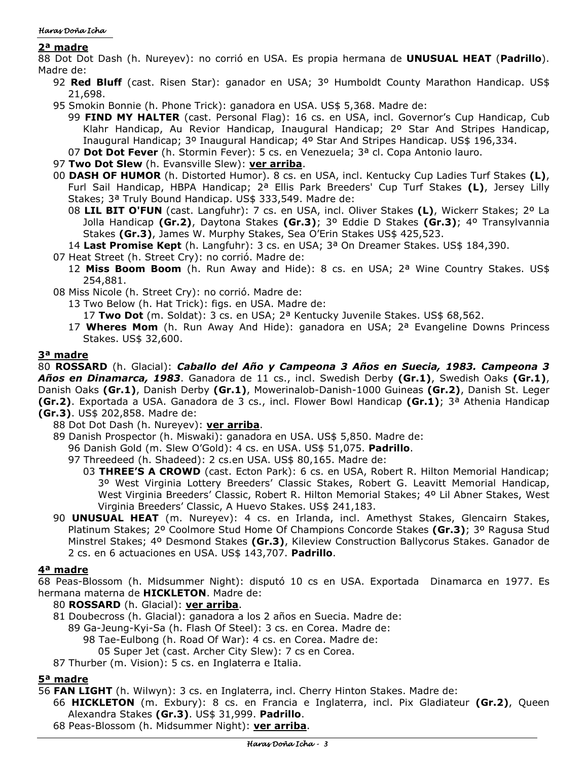## 2ª madre

88 Dot Dot Dash (h. Nureyev): no corrió en USA. Es propia hermana de **UNUSUAL HEAT** (**Padrillo**). Madre de:

- 92 **Red Bluff** (cast. Risen Star): ganador en USA; 3º Humboldt County Marathon Handicap. US$ 21,698.
- 95 Smokin Bonnie (h. Phone Trick): ganadora en USA. US$ 5,368. Madre de:
  - 99 **FIND MY HALTER** (cast. Personal Flag): 16 cs. en USA, incl. Governor's Cup Handicap, Cub Klahr Handicap, Au Revior Handicap, Inaugural Handicap; 2º Star And Stripes Handicap, Inaugural Handicap; 3º Inaugural Handicap; 4º Star And Stripes Handicap. US$ 196,334.
  - 07 **Dot Dot Fever** (h. Stormin Fever): 5 cs. en Venezuela; 3ª cl. Copa Antonio lauro.
- 97 **Two Dot Slew** (h. Evansville Slew): **ver arriba**.
- 00 **DASH OF HUMOR** (h. Distorted Humor). 8 cs. en USA, incl. Kentucky Cup Ladies Turf Stakes **(L)**, Furl Sail Handicap, HBPA Handicap; 2ª Ellis Park Breeders' Cup Turf Stakes **(L)**, Jersey Lilly Stakes; 3ª Truly Bound Handicap. US$ 333,549. Madre de:
  - 08 **LIL BIT O'FUN** (cast. Langfuhr): 7 cs. en USA, incl. Oliver Stakes **(L)**, Wickerr Stakes; 2º La Jolla Handicap **(Gr.2)**, Daytona Stakes **(Gr.3)**; 3º Eddie D Stakes **(Gr.3)**; 4º Transylvannia Stakes **(Gr.3)**, James W. Murphy Stakes, Sea O'Erin Stakes US$ 425,523.
  - 14 **Last Promise Kept** (h. Langfuhr): 3 cs. en USA; 3ª On Dreamer Stakes. US$ 184,390.
- 07 Heat Street (h. Street Cry): no corrió. Madre de:
  - 12 **Miss Boom Boom** (h. Run Away and Hide): 8 cs. en USA; 2ª Wine Country Stakes. US$ 254,881.
- 08 Miss Nicole (h. Street Cry): no corrió. Madre de:
  - 13 Two Below (h. Hat Trick): figs. en USA. Madre de:
    - 17 **Two Dot** (m. Soldat): 3 cs. en USA; 2ª Kentucky Juvenile Stakes. US$ 68,562.
  - 17 **Wheres Mom** (h. Run Away And Hide): ganadora en USA; 2ª Evangeline Downs Princess Stakes. US$ 32,600.

## 3ª madre

80 **ROSSARD** (h. Glacial): ***Caballo del Año y Campeona 3 Años en Suecia, 1983. Campeona 3 Años en Dinamarca, 1983***. Ganadora de 11 cs., incl. Swedish Derby **(Gr.1)**, Swedish Oaks **(Gr.1)**, Danish Oaks **(Gr.1)**, Danish Derby **(Gr.1)**, Mowerinalob-Danish-1000 Guineas **(Gr.2)**, Danish St. Leger **(Gr.2)**. Exportada a USA. Ganadora de 3 cs., incl. Flower Bowl Handicap **(Gr.1)**; 3ª Athenia Handicap **(Gr.3)**. US$ 202,858. Madre de:

- 88 Dot Dot Dash (h. Nureyev): **ver arriba**.
- 89 Danish Prospector (h. Miswaki): ganadora en USA. US$ 5,850. Madre de:
  - 96 Danish Gold (m. Slew O'Gold): 4 cs. en USA. US$ 51,075. **Padrillo**.
  - 97 Threedeed (h. Shadeed): 2 cs.en USA. US$ 80,165. Madre de:
    - 03 **THREE'S A CROWD** (cast. Ecton Park): 6 cs. en USA, Robert R. Hilton Memorial Handicap; 3º West Virginia Lottery Breeders' Classic Stakes, Robert G. Leavitt Memorial Handicap, West Virginia Breeders' Classic, Robert R. Hilton Memorial Stakes; 4º Lil Abner Stakes, West Virginia Breeders' Classic, A Huevo Stakes. US$ 241,183.
- 90 **UNUSUAL HEAT** (m. Nureyev): 4 cs. en Irlanda, incl. Amethyst Stakes, Glencairn Stakes, Platinum Stakes; 2º Coolmore Stud Home Of Champions Concorde Stakes **(Gr.3)**; 3º Ragusa Stud Minstrel Stakes; 4º Desmond Stakes **(Gr.3)**, Kileview Construction Ballycorus Stakes. Ganador de 2 cs. en 6 actuaciones en USA. US$ 143,707. **Padrillo**.

## 4ª madre

68 Peas-Blossom (h. Midsummer Night): disputó 10 cs en USA. Exportada Dinamarca en 1977. Es hermana materna de **HICKLETON**. Madre de:

- 80 **ROSSARD** (h. Glacial): **ver arriba**.
- 81 Doubecross (h. Glacial): ganadora a los 2 años en Suecia. Madre de:
  - 89 Ga-Jeung-Kyi-Sa (h. Flash Of Steel): 3 cs. en Corea. Madre de:
    - 98 Tae-Eulbong (h. Road Of War): 4 cs. en Corea. Madre de:
      - 05 Super Jet (cast. Archer City Slew): 7 cs en Corea.
- 87 Thurber (m. Vision): 5 cs. en Inglaterra e Italia.

## 5ª madre

56 **FAN LIGHT** (h. Wilwyn): 3 cs. en Inglaterra, incl. Cherry Hinton Stakes. Madre de:

- 66 **HICKLETON** (m. Exbury): 8 cs. en Francia e Inglaterra, incl. Pix Gladiateur **(Gr.2)**, Queen Alexandra Stakes **(Gr.3)**. US$ 31,999. **Padrillo**.
- 68 Peas-Blossom (h. Midsummer Night): **ver arriba**.